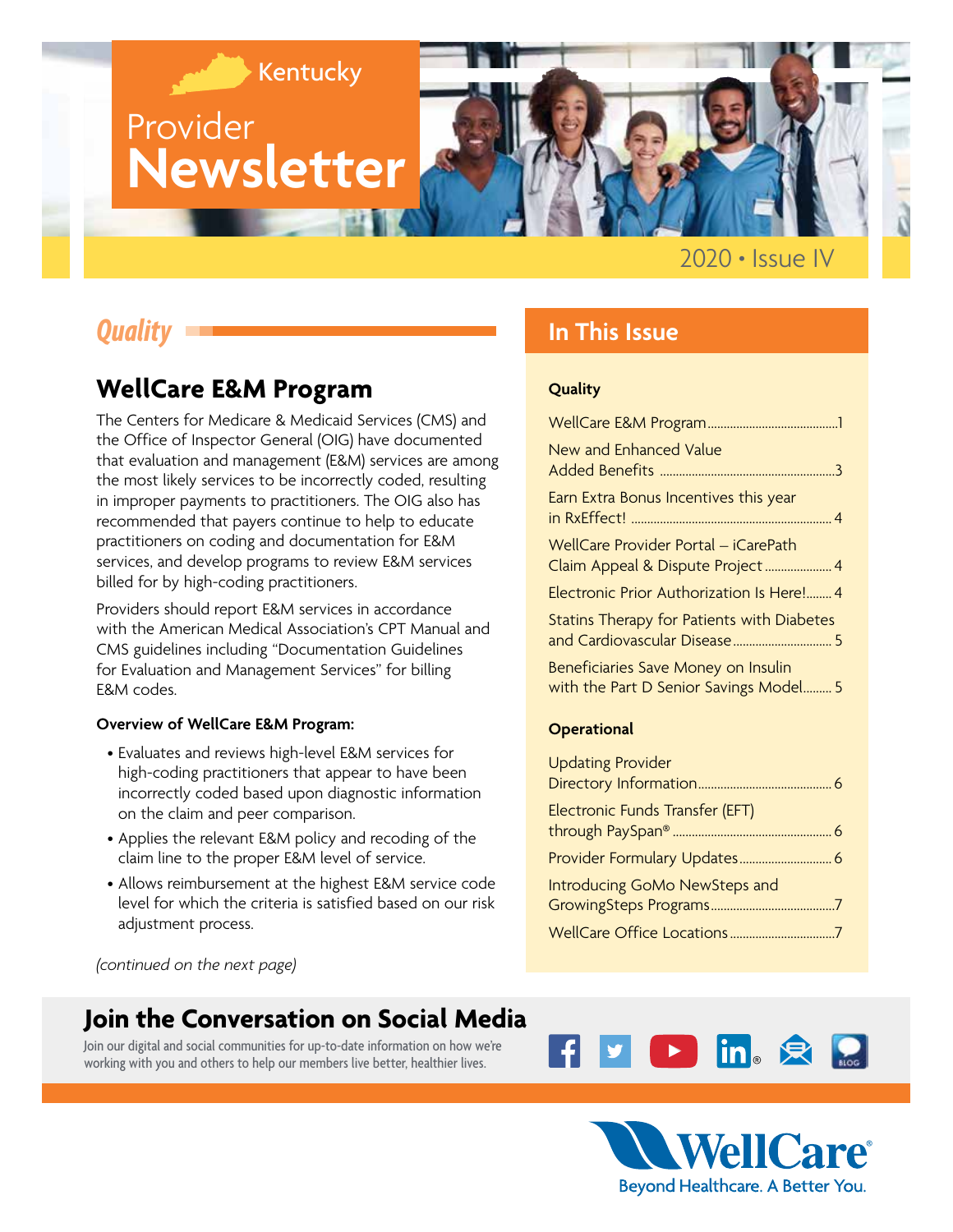# Kentucky Provider Newsletter

2020 • Issue IV

## *Quality*

### WellCare E&M Program

The Centers for Medicare & Medicaid Services (CMS) and the Office of Inspector General (OIG) have documented that evaluation and management (E&M) services are among the most likely services to be incorrectly coded, resulting in improper payments to practitioners. The OIG also has recommended that payers continue to help to educate practitioners on coding and documentation for E&M services, and develop programs to review E&M services billed for by high-coding practitioners.

Providers should report E&M services in accordance with the American Medical Association's CPT Manual and CMS guidelines including "Documentation Guidelines for Evaluation and Management Services" for billing E&M codes.

**Overview of WellCare E&M Program:**

- Evaluates and reviews high-level E&M services for high-coding practitioners that appear to have been incorrectly coded based upon diagnostic information on the claim and peer comparison.
- Applies the relevant E&M policy and recoding of the claim line to the proper E&M level of service.
- Allows reimbursement at the highest E&M service code level for which the criteria is satisfied based on our risk adjustment process.

*(continued on the next page)*

## In This Issue

**Quality**

- WellCare E&M Program ........ 1
- New and Enhanced Value Added Benefits ........ 3
- Earn Extra Bonus Incentives this year in RxEffect! ........ 4
- WellCare Provider Portal – iCarePath Claim Appeal & Dispute Project ........ 4
- Electronic Prior Authorization Is Here! ........ 4
- Statins Therapy for Patients with Diabetes and Cardiovascular Disease ........ 5
- Beneficiaries Save Money on Insulin with the Part D Senior Savings Model ........ 5

**Operational**

- Updating Provider Directory Information ........ 6
- Electronic Funds Transfer (EFT) through PaySpan® ........ 6
- Provider Formulary Updates ........ 6
- Introducing GoMo NewSteps and GrowingSteps Programs ........ 7
- WellCare Office Locations ........ 7

## Join the Conversation on Social Media

Join our digital and social communities for up-to-date information on how we're working with you and others to help our members live better, healthier lives.

WellCare® Beyond Healthcare. A Better You.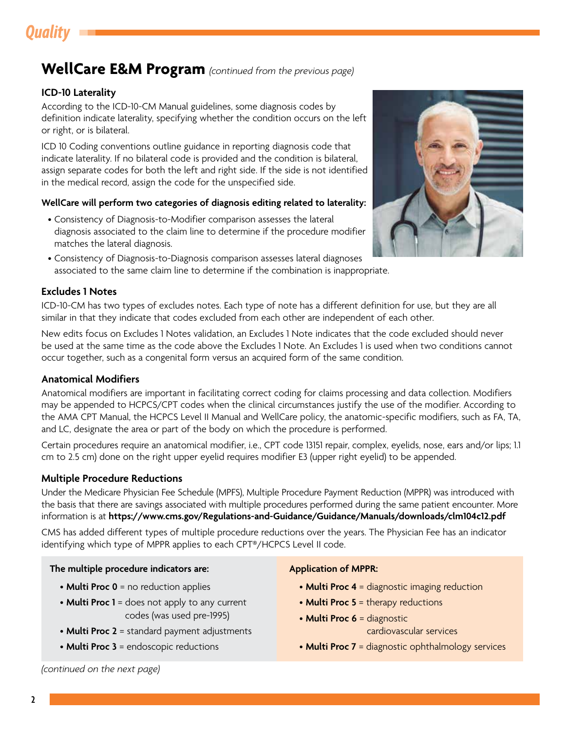## WellCare E&M Program *(continued from the previous page)*

### ICD-10 Laterality

According to the ICD-10-CM Manual guidelines, some diagnosis codes by definition indicate laterality, specifying whether the condition occurs on the left or right, or is bilateral.

ICD 10 Coding conventions outline guidance in reporting diagnosis code that indicate laterality. If no bilateral code is provided and the condition is bilateral, assign separate codes for both the left and right side. If the side is not identified in the medical record, assign the code for the unspecified side.

**WellCare will perform two categories of diagnosis editing related to laterality:**

- Consistency of Diagnosis-to-Modifier comparison assesses the lateral diagnosis associated to the claim line to determine if the procedure modifier matches the lateral diagnosis.
- Consistency of Diagnosis-to-Diagnosis comparison assesses lateral diagnoses associated to the same claim line to determine if the combination is inappropriate.

### Excludes 1 Notes

ICD-10-CM has two types of excludes notes. Each type of note has a different definition for use, but they are all similar in that they indicate that codes excluded from each other are independent of each other.

New edits focus on Excludes 1 Notes validation, an Excludes 1 Note indicates that the code excluded should never be used at the same time as the code above the Excludes 1 Note. An Excludes 1 is used when two conditions cannot occur together, such as a congenital form versus an acquired form of the same condition.

### Anatomical Modifiers

Anatomical modifiers are important in facilitating correct coding for claims processing and data collection. Modifiers may be appended to HCPCS/CPT codes when the clinical circumstances justify the use of the modifier. According to the AMA CPT Manual, the HCPCS Level II Manual and WellCare policy, the anatomic-specific modifiers, such as FA, TA, and LC, designate the area or part of the body on which the procedure is performed.

Certain procedures require an anatomical modifier, i.e., CPT code 13151 repair, complex, eyelids, nose, ears and/or lips; 1.1 cm to 2.5 cm) done on the right upper eyelid requires modifier E3 (upper right eyelid) to be appended.

### Multiple Procedure Reductions

Under the Medicare Physician Fee Schedule (MPFS), Multiple Procedure Payment Reduction (MPPR) was introduced with the basis that there are savings associated with multiple procedures performed during the same patient encounter. More information is at **https://www.cms.gov/Regulations-and-Guidance/Guidance/Manuals/downloads/clm104c12.pdf**

CMS has added different types of multiple procedure reductions over the years. The Physician Fee has an indicator identifying which type of MPPR applies to each CPT®/HCPCS Level II code.

**The multiple procedure indicators are:**

- **Multi Proc 0** = no reduction applies
- **Multi Proc 1** = does not apply to any current codes (was used pre-1995)
- **Multi Proc 2** = standard payment adjustments
- **Multi Proc 3** = endoscopic reductions

**Application of MPPR:**

- **Multi Proc 4** = diagnostic imaging reduction
- **Multi Proc 5** = therapy reductions
- **Multi Proc 6** = diagnostic cardiovascular services
- **Multi Proc 7** = diagnostic ophthalmology services

*(continued on the next page)*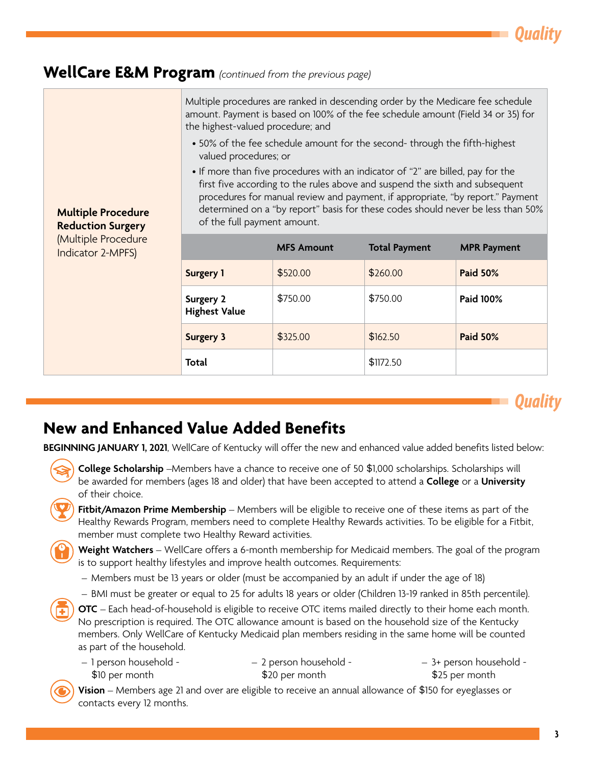## WellCare E&M Program *(continued from the previous page)*

| **Multiple Procedure Reduction Surgery** (Multiple Procedure Indicator 2-MPFS) | Multiple procedures are ranked in descending order by the Medicare fee schedule amount. Payment is based on 100% of the fee schedule amount (Field 34 or 35) for the highest-valued procedure; and<br>• 50% of the fee schedule amount for the second- through the fifth-highest valued procedures; or<br>• If more than five procedures with an indicator of "2" are billed, pay for the first five according to the rules above and suspend the sixth and subsequent procedures for manual review and payment, if appropriate, "by report." Payment determined on a "by report" basis for these codes should never be less than 50% of the full payment amount. | | |
|---|---|---|---|
| | **MFS Amount** | **Total Payment** | **MPR Payment** |
| **Surgery 1** | $520.00 | $260.00 | **Paid 50%** |
| **Surgery 2 Highest Value** | $750.00 | $750.00 | **Paid 100%** |
| **Surgery 3** | $325.00 | $162.50 | **Paid 50%** |
| **Total** | | $1172.50 | |

## New and Enhanced Value Added Benefits

**BEGINNING JANUARY 1, 2021**, WellCare of Kentucky will offer the new and enhanced value added benefits listed below:

**College Scholarship** –Members have a chance to receive one of 50 $1,000 scholarships. Scholarships will be awarded for members (ages 18 and older) that have been accepted to attend a **College** or a **University** of their choice.

**Fitbit/Amazon Prime Membership** – Members will be eligible to receive one of these items as part of the Healthy Rewards Program, members need to complete Healthy Rewards activities. To be eligible for a Fitbit, member must complete two Healthy Reward activities.

**Weight Watchers** – WellCare offers a 6-month membership for Medicaid members. The goal of the program is to support healthy lifestyles and improve health outcomes. Requirements:

- Members must be 13 years or older (must be accompanied by an adult if under the age of 18)
- BMI must be greater or equal to 25 for adults 18 years or older (Children 13-19 ranked in 85th percentile).

**OTC** – Each head-of-household is eligible to receive OTC items mailed directly to their home each month. No prescription is required. The OTC allowance amount is based on the household size of the Kentucky members. Only WellCare of Kentucky Medicaid plan members residing in the same home will be counted as part of the household.

- 1 person household - $10 per month
- 2 person household - $20 per month
- 3+ person household - $25 per month

**Vision** – Members age 21 and over are eligible to receive an annual allowance of $150 for eyeglasses or contacts every 12 months.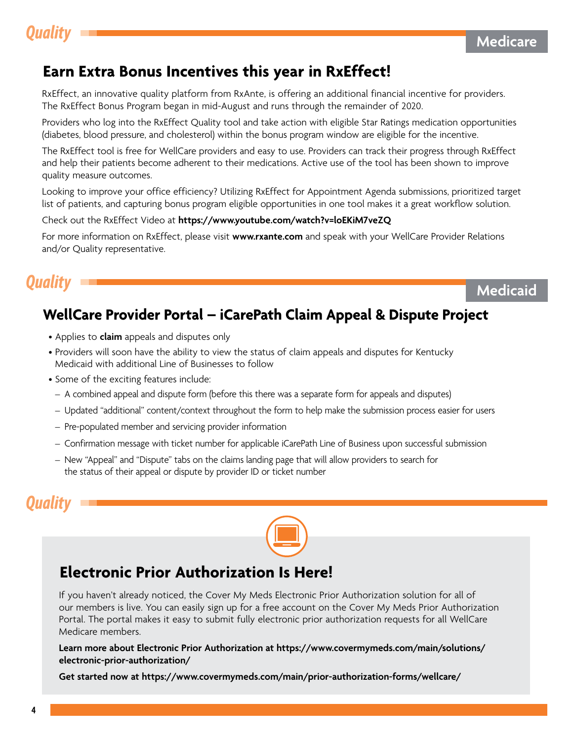*Quality* — **Medicare**

## Earn Extra Bonus Incentives this year in RxEffect!

RxEffect, an innovative quality platform from RxAnte, is offering an additional financial incentive for providers. The RxEffect Bonus Program began in mid-August and runs through the remainder of 2020.

Providers who log into the RxEffect Quality tool and take action with eligible Star Ratings medication opportunities (diabetes, blood pressure, and cholesterol) within the bonus program window are eligible for the incentive.

The RxEffect tool is free for WellCare providers and easy to use. Providers can track their progress through RxEffect and help their patients become adherent to their medications. Active use of the tool has been shown to improve quality measure outcomes.

Looking to improve your office efficiency? Utilizing RxEffect for Appointment Agenda submissions, prioritized target list of patients, and capturing bonus program eligible opportunities in one tool makes it a great workflow solution.

Check out the RxEffect Video at **https://www.youtube.com/watch?v=loEKiM7veZQ**

For more information on RxEffect, please visit **www.rxante.com** and speak with your WellCare Provider Relations and/or Quality representative.

*Quality* — **Medicaid**

## WellCare Provider Portal – iCarePath Claim Appeal & Dispute Project

- Applies to **claim** appeals and disputes only
- Providers will soon have the ability to view the status of claim appeals and disputes for Kentucky Medicaid with additional Line of Businesses to follow
- Some of the exciting features include:
  - A combined appeal and dispute form (before this there was a separate form for appeals and disputes)
  - Updated "additional" content/context throughout the form to help make the submission process easier for users
  - Pre-populated member and servicing provider information
  - Confirmation message with ticket number for applicable iCarePath Line of Business upon successful submission
  - New "Appeal" and "Dispute" tabs on the claims landing page that will allow providers to search for the status of their appeal or dispute by provider ID or ticket number

*Quality*

## Electronic Prior Authorization Is Here!

If you haven't already noticed, the Cover My Meds Electronic Prior Authorization solution for all of our members is live. You can easily sign up for a free account on the Cover My Meds Prior Authorization Portal. The portal makes it easy to submit fully electronic prior authorization requests for all WellCare Medicare members.

**Learn more about Electronic Prior Authorization at https://www.covermymeds.com/main/solutions/electronic-prior-authorization/**

**Get started now at https://www.covermymeds.com/main/prior-authorization-forms/wellcare/**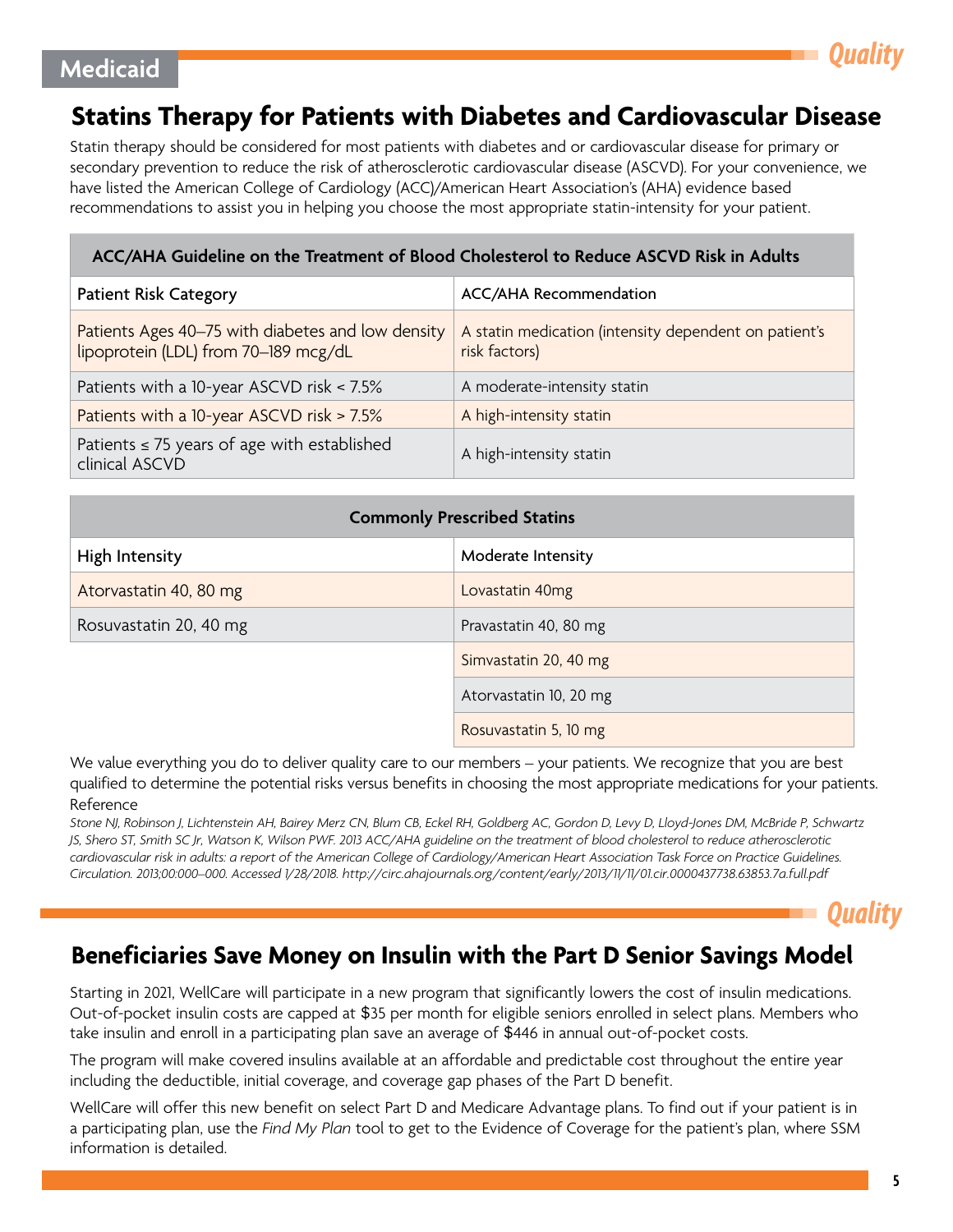Medicaid

Quality

## Statins Therapy for Patients with Diabetes and Cardiovascular Disease

Statin therapy should be considered for most patients with diabetes and or cardiovascular disease for primary or secondary prevention to reduce the risk of atherosclerotic cardiovascular disease (ASCVD). For your convenience, we have listed the American College of Cardiology (ACC)/American Heart Association's (AHA) evidence based recommendations to assist you in helping you choose the most appropriate statin-intensity for your patient.

| ACC/AHA Guideline on the Treatment of Blood Cholesterol to Reduce ASCVD Risk in Adults | |
|---|---|
| Patient Risk Category | ACC/AHA Recommendation |
| Patients Ages 40–75 with diabetes and low density lipoprotein (LDL) from 70–189 mcg/dL | A statin medication (intensity dependent on patient's risk factors) |
| Patients with a 10-year ASCVD risk < 7.5% | A moderate-intensity statin |
| Patients with a 10-year ASCVD risk > 7.5% | A high-intensity statin |
| Patients ≤ 75 years of age with established clinical ASCVD | A high-intensity statin |

| Commonly Prescribed Statins | |
|---|---|
| High Intensity | Moderate Intensity |
| Atorvastatin 40, 80 mg | Lovastatin 40mg |
| Rosuvastatin 20, 40 mg | Pravastatin 40, 80 mg |
| | Simvastatin 20, 40 mg |
| | Atorvastatin 10, 20 mg |
| | Rosuvastatin 5, 10 mg |

We value everything you do to deliver quality care to our members – your patients. We recognize that you are best qualified to determine the potential risks versus benefits in choosing the most appropriate medications for your patients.

Reference

*Stone NJ, Robinson J, Lichtenstein AH, Bairey Merz CN, Blum CB, Eckel RH, Goldberg AC, Gordon D, Levy D, Lloyd-Jones DM, McBride P, Schwartz JS, Shero ST, Smith SC Jr, Watson K, Wilson PWF. 2013 ACC/AHA guideline on the treatment of blood cholesterol to reduce atherosclerotic cardiovascular risk in adults: a report of the American College of Cardiology/American Heart Association Task Force on Practice Guidelines. Circulation. 2013;00:000–000. Accessed 1/28/2018. http://circ.ahajournals.org/content/early/2013/11/11/01.cir.0000437738.63853.7a.full.pdf*

Quality

## Beneficiaries Save Money on Insulin with the Part D Senior Savings Model

Starting in 2021, WellCare will participate in a new program that significantly lowers the cost of insulin medications. Out-of-pocket insulin costs are capped at $35 per month for eligible seniors enrolled in select plans. Members who take insulin and enroll in a participating plan save an average of $446 in annual out-of-pocket costs.

The program will make covered insulins available at an affordable and predictable cost throughout the entire year including the deductible, initial coverage, and coverage gap phases of the Part D benefit.

WellCare will offer this new benefit on select Part D and Medicare Advantage plans. To find out if your patient is in a participating plan, use the *Find My Plan* tool to get to the Evidence of Coverage for the patient's plan, where SSM information is detailed.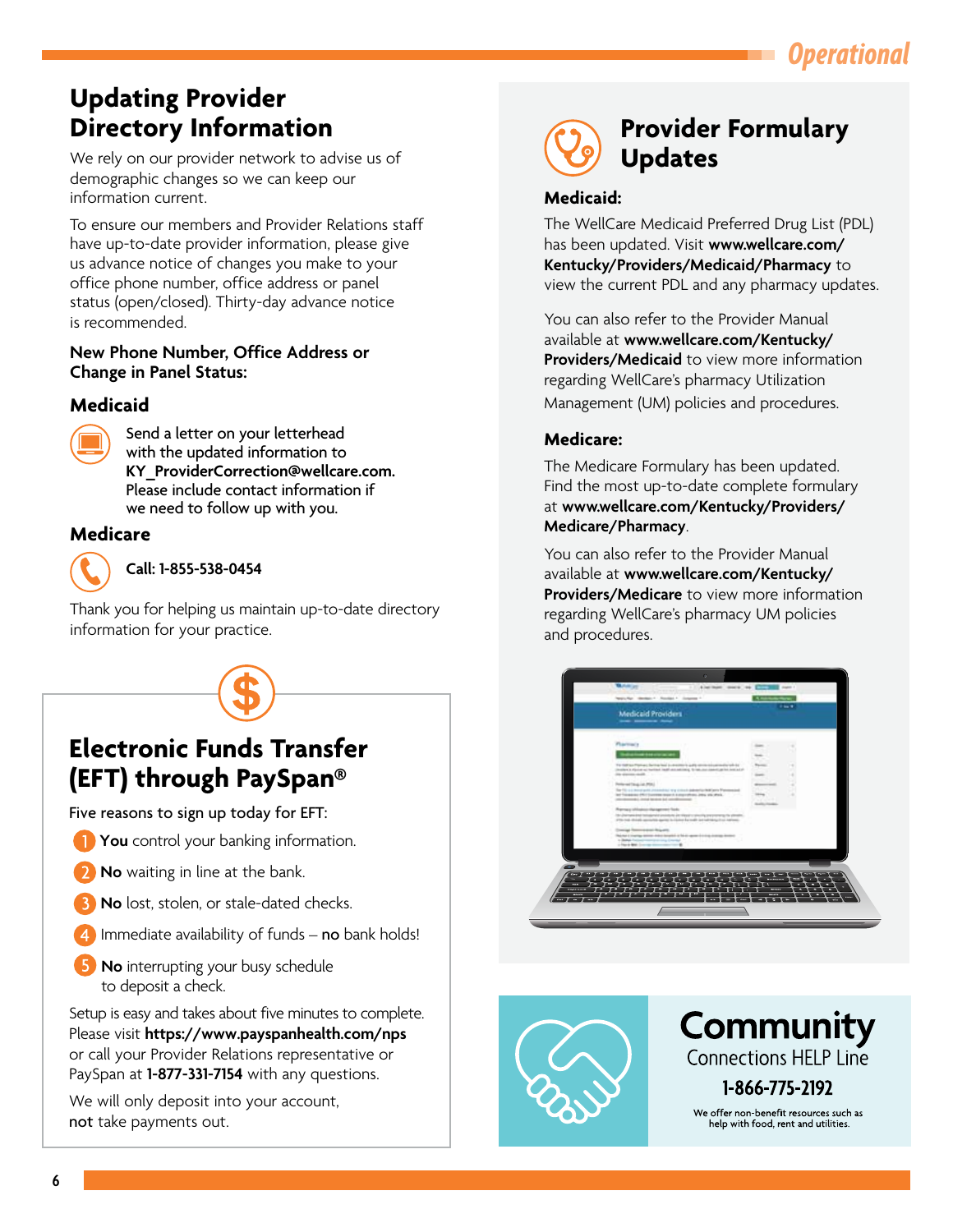Operational

## Updating Provider Directory Information

We rely on our provider network to advise us of demographic changes so we can keep our information current.

To ensure our members and Provider Relations staff have up-to-date provider information, please give us advance notice of changes you make to your office phone number, office address or panel status (open/closed). Thirty-day advance notice is recommended.

**New Phone Number, Office Address or Change in Panel Status:**

### Medicaid

Send a letter on your letterhead with the updated information to **KY_ProviderCorrection@wellcare.com.** Please include contact information if we need to follow up with you.

### Medicare

**Call: 1-855-538-0454**

Thank you for helping us maintain up-to-date directory information for your practice.

## Electronic Funds Transfer (EFT) through PaySpan®

Five reasons to sign up today for EFT:

1. **You** control your banking information.
2. **No** waiting in line at the bank.
3. **No** lost, stolen, or stale-dated checks.
4. Immediate availability of funds – **no** bank holds!
5. **No** interrupting your busy schedule to deposit a check.

Setup is easy and takes about five minutes to complete. Please visit **https://www.payspanhealth.com/nps** or call your Provider Relations representative or PaySpan at **1-877-331-7154** with any questions.

We will only deposit into your account, **not** take payments out.

## Provider Formulary Updates

### Medicaid:

The WellCare Medicaid Preferred Drug List (PDL) has been updated. Visit **www.wellcare.com/Kentucky/Providers/Medicaid/Pharmacy** to view the current PDL and any pharmacy updates.

You can also refer to the Provider Manual available at **www.wellcare.com/Kentucky/Providers/Medicaid** to view more information regarding WellCare's pharmacy Utilization Management (UM) policies and procedures.

### Medicare:

The Medicare Formulary has been updated. Find the most up-to-date complete formulary at **www.wellcare.com/Kentucky/Providers/Medicare/Pharmacy**.

You can also refer to the Provider Manual available at **www.wellcare.com/Kentucky/Providers/Medicare** to view more information regarding WellCare's pharmacy UM policies and procedures.

## Community

Connections HELP Line

**1-866-775-2192**

We offer non-benefit resources such as help with food, rent and utilities.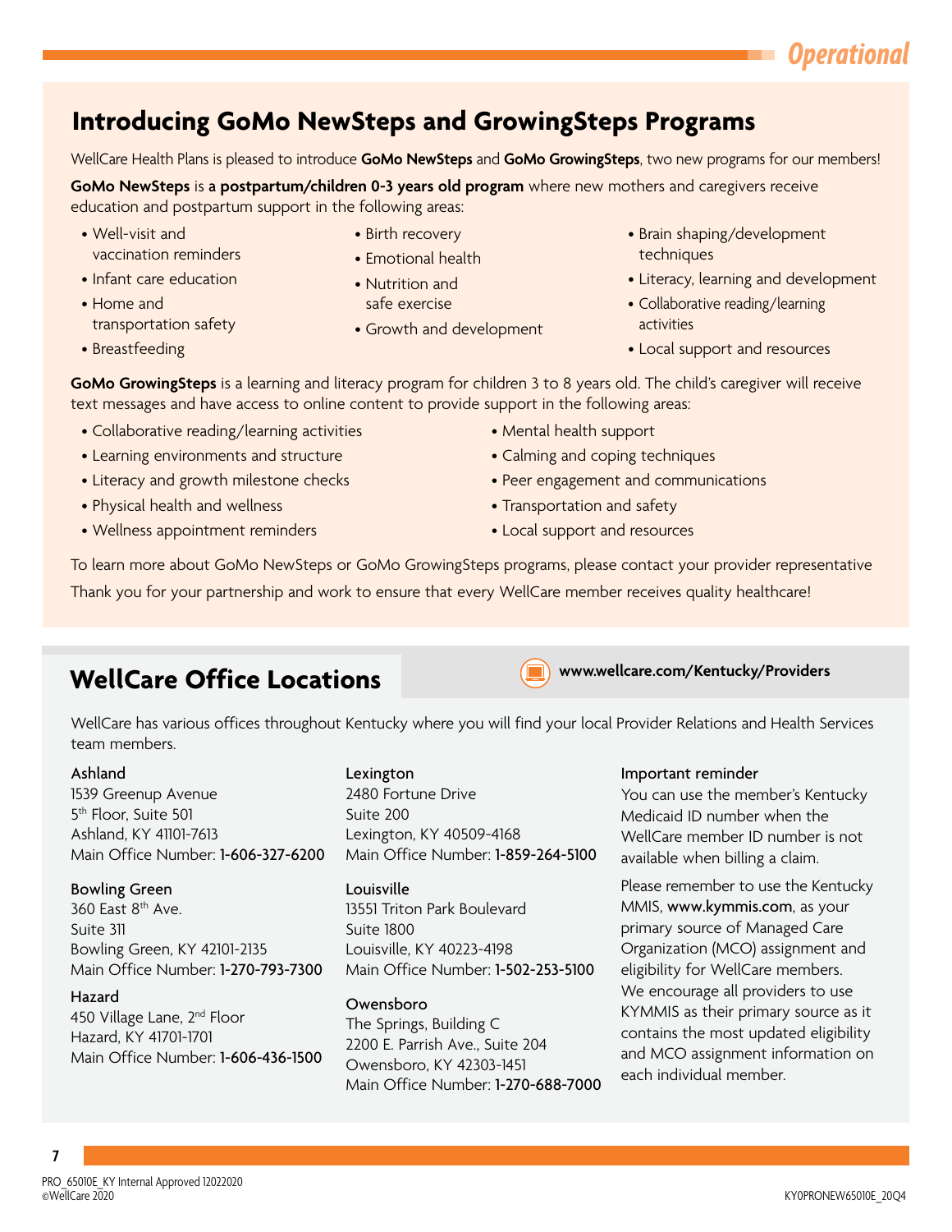## Introducing GoMo NewSteps and GrowingSteps Programs

WellCare Health Plans is pleased to introduce **GoMo NewSteps** and **GoMo GrowingSteps**, two new programs for our members!

**GoMo NewSteps** is a **postpartum/children 0-3 years old program** where new mothers and caregivers receive education and postpartum support in the following areas:

- Well-visit and vaccination reminders
- Infant care education
- Home and transportation safety
- Breastfeeding
- Birth recovery
- Emotional health
- Nutrition and safe exercise
- Growth and development
- Brain shaping/development techniques
- Literacy, learning and development
- Collaborative reading/learning activities
- Local support and resources

**GoMo GrowingSteps** is a learning and literacy program for children 3 to 8 years old. The child's caregiver will receive text messages and have access to online content to provide support in the following areas:

- Collaborative reading/learning activities
- Learning environments and structure
- Literacy and growth milestone checks
- Physical health and wellness
- Wellness appointment reminders
- Mental health support
- Calming and coping techniques
- Peer engagement and communications
- Transportation and safety
- Local support and resources

To learn more about GoMo NewSteps or GoMo GrowingSteps programs, please contact your provider representative

Thank you for your partnership and work to ensure that every WellCare member receives quality healthcare!

## WellCare Office Locations

**www.wellcare.com/Kentucky/Providers**

WellCare has various offices throughout Kentucky where you will find your local Provider Relations and Health Services team members.

**Ashland**
1539 Greenup Avenue
5th Floor, Suite 501
Ashland, KY 41101-7613
Main Office Number: **1-606-327-6200**

**Bowling Green**
360 East 8th Ave.
Suite 311
Bowling Green, KY 42101-2135
Main Office Number: **1-270-793-7300**

**Hazard**
450 Village Lane, 2nd Floor
Hazard, KY 41701-1701
Main Office Number: **1-606-436-1500**

**Lexington**
2480 Fortune Drive
Suite 200
Lexington, KY 40509-4168
Main Office Number: **1-859-264-5100**

**Louisville**
13551 Triton Park Boulevard
Suite 1800
Louisville, KY 40223-4198
Main Office Number: **1-502-253-5100**

**Owensboro**
The Springs, Building C
2200 E. Parrish Ave., Suite 204
Owensboro, KY 42303-1451
Main Office Number: **1-270-688-7000**

**Important reminder**

You can use the member's Kentucky Medicaid ID number when the WellCare member ID number is not available when billing a claim.

Please remember to use the Kentucky MMIS, **www.kymmis.com**, as your primary source of Managed Care Organization (MCO) assignment and eligibility for WellCare members. We encourage all providers to use KYMMIS as their primary source as it contains the most updated eligibility and MCO assignment information on each individual member.

PRO_65010E_KY Internal Approved 12022020
©WellCare 2020

KY0PRONEW65010E_20Q4